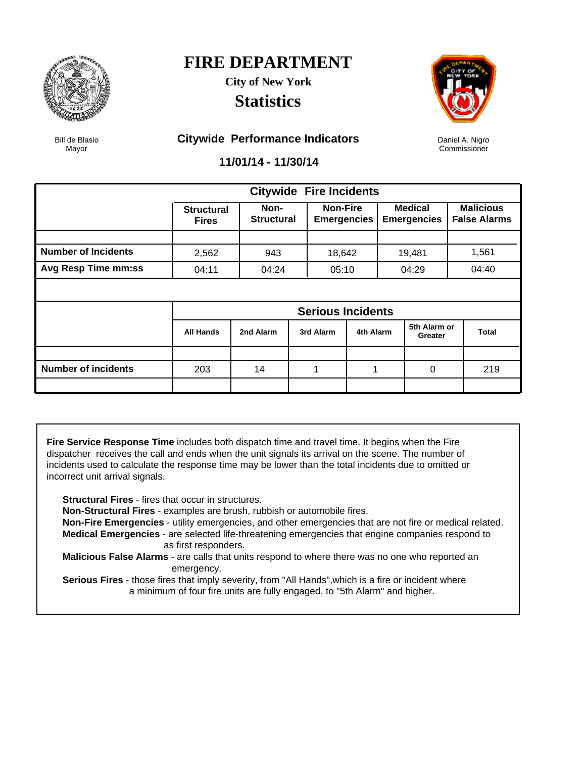# FIRE DEPARTMENT

**City of New York**

## Statistics

Bill de Blasio
Mayor

### Citywide Performance Indicators

**11/01/14 - 11/30/14**

Daniel A. Nigro
Commissioner

| Citywide Fire Incidents | Structural Fires | Non-Structural | Non-Fire Emergencies | Medical Emergencies | Malicious False Alarms |
|---|---|---|---|---|---|
| **Number of Incidents** | 2,562 | 943 | 18,642 | 19,481 | 1,561 |
| **Avg Resp Time mm:ss** | 04:11 | 04:24 | 05:10 | 04:29 | 04:40 |

| Serious Incidents | All Hands | 2nd Alarm | 3rd Alarm | 4th Alarm | 5th Alarm or Greater | Total |
|---|---|---|---|---|---|---|
| **Number of incidents** | 203 | 14 | 1 | 1 | 0 | 219 |

**Fire Service Response Time** includes both dispatch time and travel time. It begins when the Fire dispatcher receives the call and ends when the unit signals its arrival on the scene. The number of incidents used to calculate the response time may be lower than the total incidents due to omitted or incorrect unit arrival signals.

**Structural Fires** - fires that occur in structures.
**Non-Structural Fires** - examples are brush, rubbish or automobile fires.
**Non-Fire Emergencies** - utility emergencies, and other emergencies that are not fire or medical related.
**Medical Emergencies** - are selected life-threatening emergencies that engine companies respond to as first responders.
**Malicious False Alarms** - are calls that units respond to where there was no one who reported an emergency.
**Serious Fires** - those fires that imply severity, from "All Hands",which is a fire or incident where a minimum of four fire units are fully engaged, to "5th Alarm" and higher.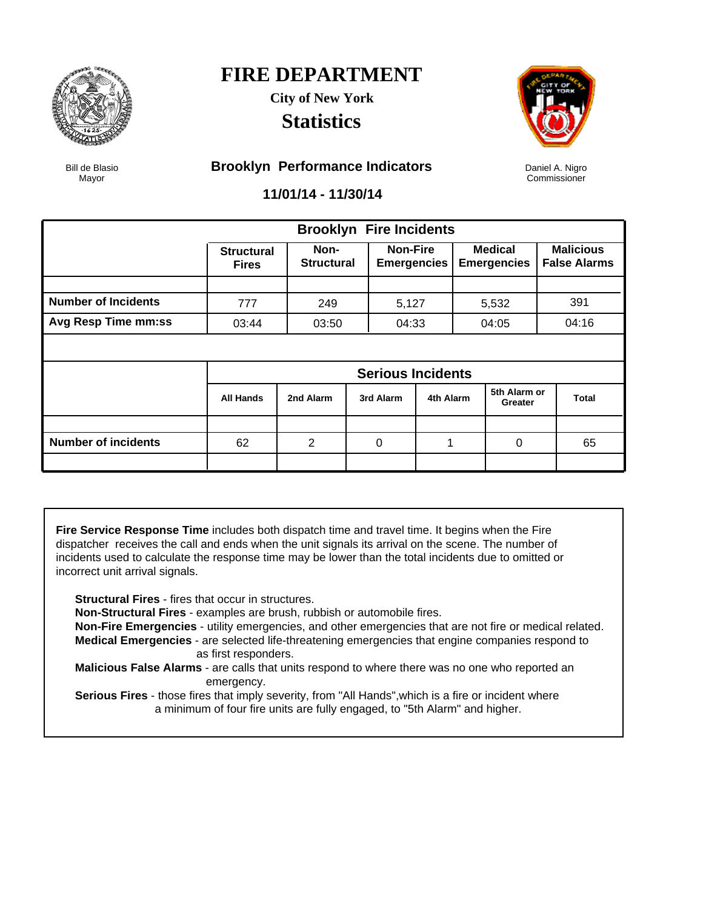# FIRE DEPARTMENT

**City of New York**

## Statistics

Bill de Blasio
Mayor

Daniel A. Nigro
Commissioner

### Brooklyn Performance Indicators

**11/01/14 - 11/30/14**

| Brooklyn Fire Incidents | Structural Fires | Non-Structural | Non-Fire Emergencies | Medical Emergencies | Malicious False Alarms |
|---|---|---|---|---|---|
| **Number of Incidents** | 777 | 249 | 5,127 | 5,532 | 391 |
| **Avg Resp Time mm:ss** | 03:44 | 03:50 | 04:33 | 04:05 | 04:16 |

| Serious Incidents | All Hands | 2nd Alarm | 3rd Alarm | 4th Alarm | 5th Alarm or Greater | Total |
|---|---|---|---|---|---|---|
| **Number of incidents** | 62 | 2 | 0 | 1 | 0 | 65 |

**Fire Service Response Time** includes both dispatch time and travel time. It begins when the Fire dispatcher receives the call and ends when the unit signals its arrival on the scene. The number of incidents used to calculate the response time may be lower than the total incidents due to omitted or incorrect unit arrival signals.

**Structural Fires** - fires that occur in structures.
**Non-Structural Fires** - examples are brush, rubbish or automobile fires.
**Non-Fire Emergencies** - utility emergencies, and other emergencies that are not fire or medical related.
**Medical Emergencies** - are selected life-threatening emergencies that engine companies respond to as first responders.
**Malicious False Alarms** - are calls that units respond to where there was no one who reported an emergency.
**Serious Fires** - those fires that imply severity, from "All Hands",which is a fire or incident where a minimum of four fire units are fully engaged, to "5th Alarm" and higher.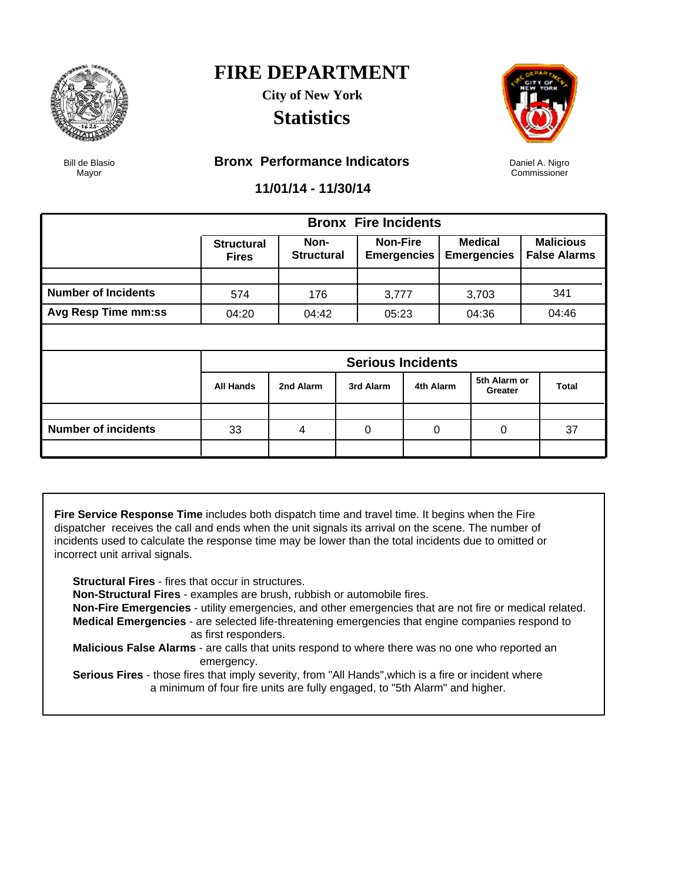# FIRE DEPARTMENT

**City of New York**

## Statistics

Bill de Blasio
Mayor

### Bronx Performance Indicators

Daniel A. Nigro
Commissioner

**11/01/14 - 11/30/14**

| | Bronx Fire Incidents | | | | |
|---|---|---|---|---|---|
| | **Structural Fires** | **Non-Structural** | **Non-Fire Emergencies** | **Medical Emergencies** | **Malicious False Alarms** |
| **Number of Incidents** | 574 | 176 | 3,777 | 3,703 | 341 |
| **Avg Resp Time mm:ss** | 04:20 | 04:42 | 05:23 | 04:36 | 04:46 |

| | Serious Incidents | | | | | |
|---|---|---|---|---|---|---|
| | **All Hands** | **2nd Alarm** | **3rd Alarm** | **4th Alarm** | **5th Alarm or Greater** | **Total** |
| **Number of incidents** | 33 | 4 | 0 | 0 | 0 | 37 |

**Fire Service Response Time** includes both dispatch time and travel time. It begins when the Fire dispatcher receives the call and ends when the unit signals its arrival on the scene. The number of incidents used to calculate the response time may be lower than the total incidents due to omitted or incorrect unit arrival signals.

**Structural Fires** - fires that occur in structures.
**Non-Structural Fires** - examples are brush, rubbish or automobile fires.
**Non-Fire Emergencies** - utility emergencies, and other emergencies that are not fire or medical related.
**Medical Emergencies** - are selected life-threatening emergencies that engine companies respond to as first responders.
**Malicious False Alarms** - are calls that units respond to where there was no one who reported an emergency.
**Serious Fires** - those fires that imply severity, from "All Hands",which is a fire or incident where a minimum of four fire units are fully engaged, to "5th Alarm" and higher.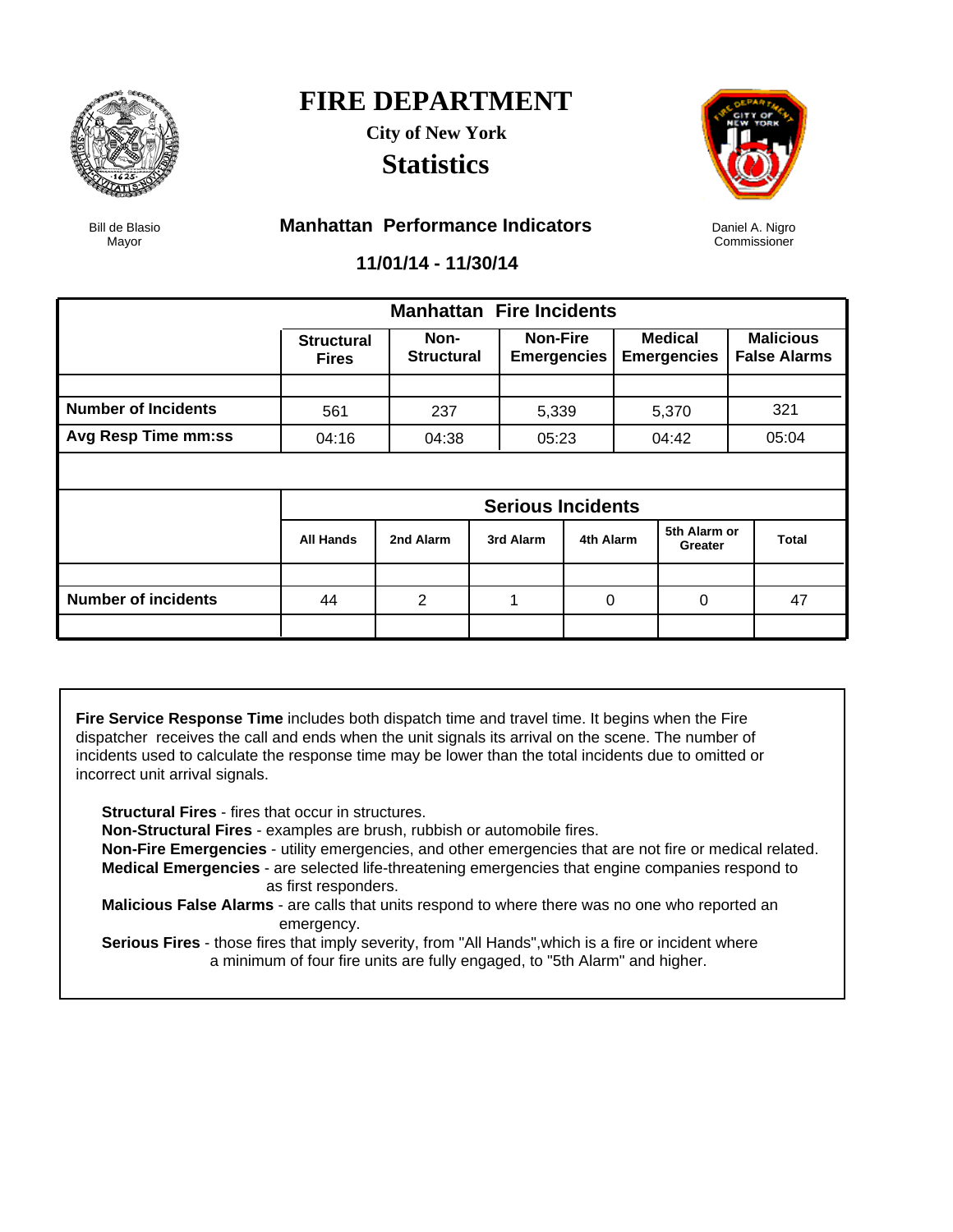# FIRE DEPARTMENT

**City of New York**

## Statistics

Bill de Blasio
Mayor

**Manhattan Performance Indicators**

Daniel A. Nigro
Commissioner

**11/01/14 - 11/30/14**

| Manhattan Fire Incidents | Structural Fires | Non-Structural | Non-Fire Emergencies | Medical Emergencies | Malicious False Alarms |
|---|---|---|---|---|---|
| Number of Incidents | 561 | 237 | 5,339 | 5,370 | 321 |
| Avg Resp Time mm:ss | 04:16 | 04:38 | 05:23 | 04:42 | 05:04 |

| Serious Incidents | All Hands | 2nd Alarm | 3rd Alarm | 4th Alarm | 5th Alarm or Greater | Total |
|---|---|---|---|---|---|---|
| Number of incidents | 44 | 2 | 1 | 0 | 0 | 47 |

**Fire Service Response Time** includes both dispatch time and travel time. It begins when the Fire dispatcher receives the call and ends when the unit signals its arrival on the scene. The number of incidents used to calculate the response time may be lower than the total incidents due to omitted or incorrect unit arrival signals.

**Structural Fires** - fires that occur in structures.
**Non-Structural Fires** - examples are brush, rubbish or automobile fires.
**Non-Fire Emergencies** - utility emergencies, and other emergencies that are not fire or medical related.
**Medical Emergencies** - are selected life-threatening emergencies that engine companies respond to as first responders.
**Malicious False Alarms** - are calls that units respond to where there was no one who reported an emergency.
**Serious Fires** - those fires that imply severity, from "All Hands",which is a fire or incident where a minimum of four fire units are fully engaged, to "5th Alarm" and higher.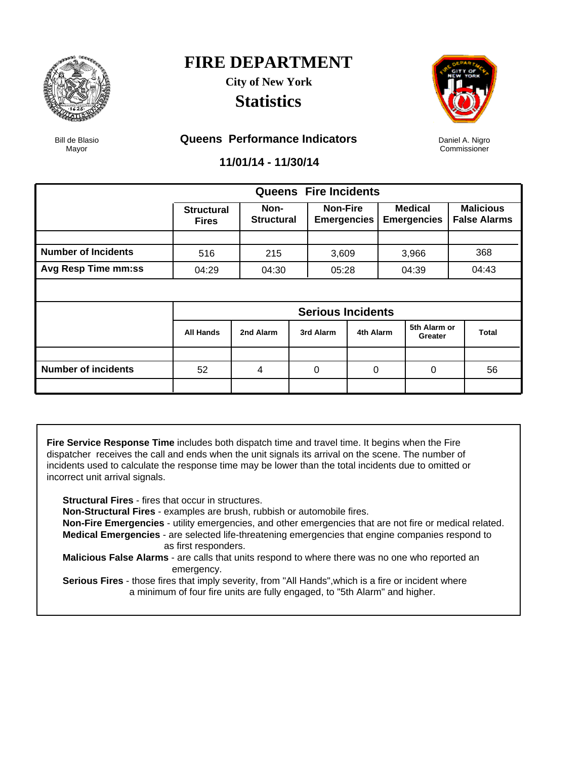# FIRE DEPARTMENT

**City of New York**

## Statistics

Bill de Blasio
Mayor

Daniel A. Nigro
Commissioner

### Queens Performance Indicators

**11/01/14 - 11/30/14**

| | Queens Fire Incidents | | | | |
|---|---|---|---|---|---|
| | **Structural Fires** | **Non-Structural** | **Non-Fire Emergencies** | **Medical Emergencies** | **Malicious False Alarms** |
| **Number of Incidents** | 516 | 215 | 3,609 | 3,966 | 368 |
| **Avg Resp Time mm:ss** | 04:29 | 04:30 | 05:28 | 04:39 | 04:43 |

| | Serious Incidents | | | | | |
|---|---|---|---|---|---|---|
| | **All Hands** | **2nd Alarm** | **3rd Alarm** | **4th Alarm** | **5th Alarm or Greater** | **Total** |
| **Number of incidents** | 52 | 4 | 0 | 0 | 0 | 56 |

**Fire Service Response Time** includes both dispatch time and travel time. It begins when the Fire dispatcher receives the call and ends when the unit signals its arrival on the scene. The number of incidents used to calculate the response time may be lower than the total incidents due to omitted or incorrect unit arrival signals.

- **Structural Fires** - fires that occur in structures.
- **Non-Structural Fires** - examples are brush, rubbish or automobile fires.
- **Non-Fire Emergencies** - utility emergencies, and other emergencies that are not fire or medical related.
- **Medical Emergencies** - are selected life-threatening emergencies that engine companies respond to as first responders.
- **Malicious False Alarms** - are calls that units respond to where there was no one who reported an emergency.
- **Serious Fires** - those fires that imply severity, from "All Hands",which is a fire or incident where a minimum of four fire units are fully engaged, to "5th Alarm" and higher.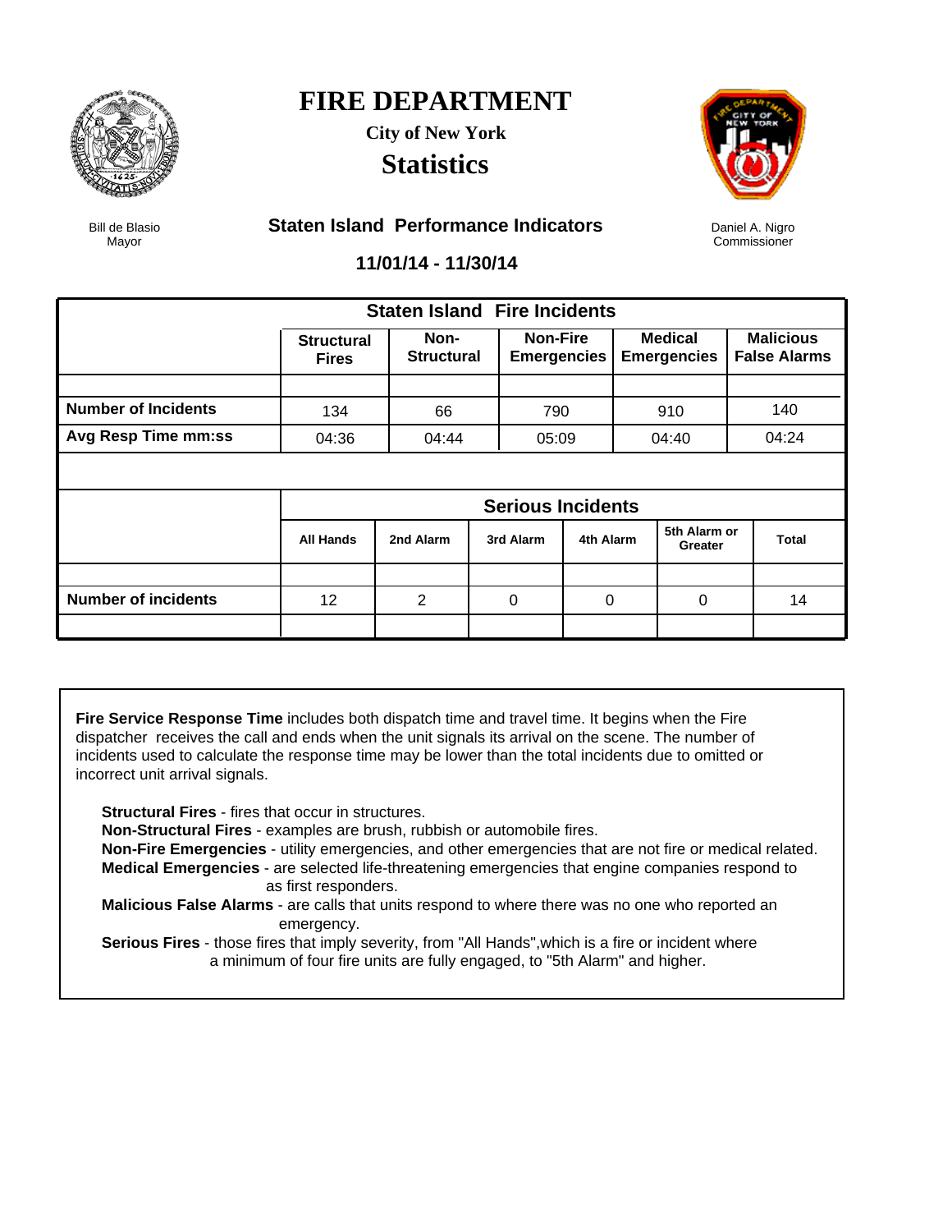# FIRE DEPARTMENT

**City of New York**

## Statistics

Bill de Blasio
Mayor

Daniel A. Nigro
Commissioner

### Staten Island Performance Indicators

**11/01/14 - 11/30/14**

| Staten Island Fire Incidents | Structural Fires | Non-Structural | Non-Fire Emergencies | Medical Emergencies | Malicious False Alarms |
|---|---|---|---|---|---|
| **Number of Incidents** | 134 | 66 | 790 | 910 | 140 |
| **Avg Resp Time mm:ss** | 04:36 | 04:44 | 05:09 | 04:40 | 04:24 |

| Serious Incidents | All Hands | 2nd Alarm | 3rd Alarm | 4th Alarm | 5th Alarm or Greater | Total |
|---|---|---|---|---|---|---|
| **Number of incidents** | 12 | 2 | 0 | 0 | 0 | 14 |

**Fire Service Response Time** includes both dispatch time and travel time. It begins when the Fire dispatcher receives the call and ends when the unit signals its arrival on the scene. The number of incidents used to calculate the response time may be lower than the total incidents due to omitted or incorrect unit arrival signals.

**Structural Fires** - fires that occur in structures.
**Non-Structural Fires** - examples are brush, rubbish or automobile fires.
**Non-Fire Emergencies** - utility emergencies, and other emergencies that are not fire or medical related.
**Medical Emergencies** - are selected life-threatening emergencies that engine companies respond to as first responders.
**Malicious False Alarms** - are calls that units respond to where there was no one who reported an emergency.
**Serious Fires** - those fires that imply severity, from "All Hands",which is a fire or incident where a minimum of four fire units are fully engaged, to "5th Alarm" and higher.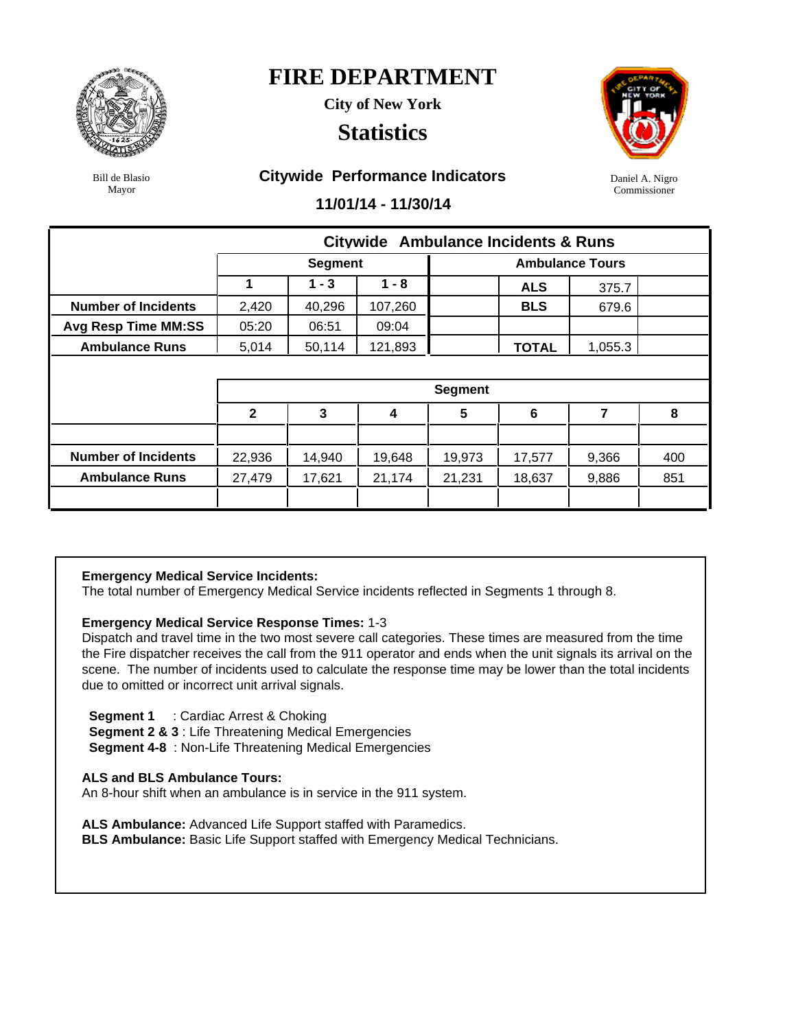# FIRE DEPARTMENT

**City of New York**

## Statistics

Bill de Blasio
Mayor

Daniel A. Nigro
Commissioner

### Citywide Performance Indicators

**11/01/14 - 11/30/14**

**Citywide Ambulance Incidents & Runs**

| | Segment | | | Ambulance Tours | | |
|---|---|---|---|---|---|---|
| | 1 | 1 - 3 | 1 - 8 | | ALS | 375.7 |
| **Number of Incidents** | 2,420 | 40,296 | 107,260 | | BLS | 679.6 |
| **Avg Resp Time MM:SS** | 05:20 | 06:51 | 09:04 | | | |
| **Ambulance Runs** | 5,014 | 50,114 | 121,893 | | TOTAL | 1,055.3 |

| | Segment | | | | | | |
|---|---|---|---|---|---|---|---|
| | 2 | 3 | 4 | 5 | 6 | 7 | 8 |
| **Number of Incidents** | 22,936 | 14,940 | 19,648 | 19,973 | 17,577 | 9,366 | 400 |
| **Ambulance Runs** | 27,479 | 17,621 | 21,174 | 21,231 | 18,637 | 9,886 | 851 |

**Emergency Medical Service Incidents:**
The total number of Emergency Medical Service incidents reflected in Segments 1 through 8.

**Emergency Medical Service Response Times:** 1-3
Dispatch and travel time in the two most severe call categories. These times are measured from the time the Fire dispatcher receives the call from the 911 operator and ends when the unit signals its arrival on the scene. The number of incidents used to calculate the response time may be lower than the total incidents due to omitted or incorrect unit arrival signals.

**Segment 1** : Cardiac Arrest & Choking
**Segment 2 & 3** : Life Threatening Medical Emergencies
**Segment 4-8** : Non-Life Threatening Medical Emergencies

**ALS and BLS Ambulance Tours:**
An 8-hour shift when an ambulance is in service in the 911 system.

**ALS Ambulance:** Advanced Life Support staffed with Paramedics.
**BLS Ambulance:** Basic Life Support staffed with Emergency Medical Technicians.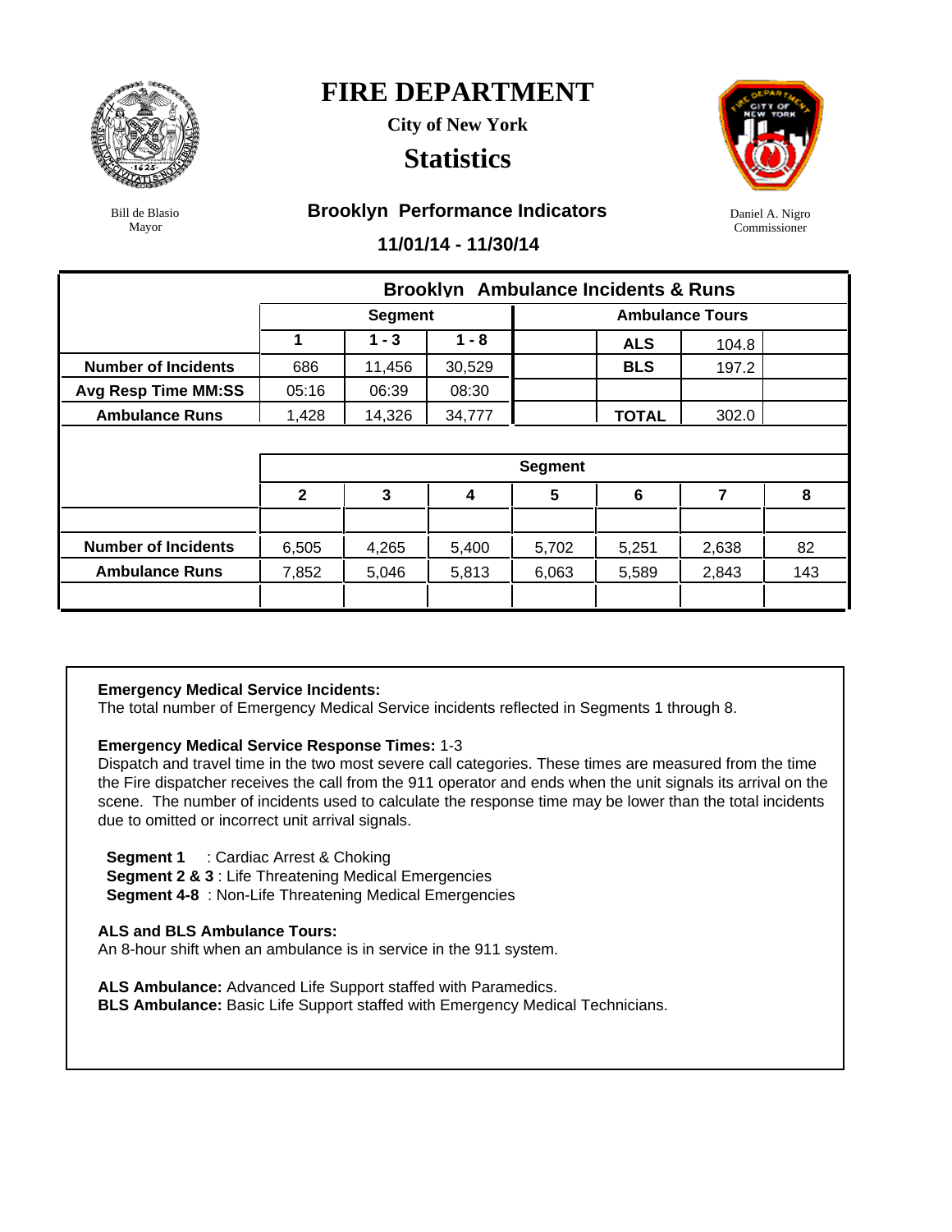# FIRE DEPARTMENT

**City of New York**

## Statistics

Bill de Blasio
Mayor

Daniel A. Nigro
Commissioner

### Brooklyn Performance Indicators

**11/01/14 - 11/30/14**

**Brooklyn Ambulance Incidents & Runs**

| | Segment | | | | Ambulance Tours | | |
|---|---|---|---|---|---|---|---|
| | 1 | 1 - 3 | 1 - 8 | | ALS | 104.8 | |
| Number of Incidents | 686 | 11,456 | 30,529 | | BLS | 197.2 | |
| Avg Resp Time MM:SS | 05:16 | 06:39 | 08:30 | | | | |
| Ambulance Runs | 1,428 | 14,326 | 34,777 | | TOTAL | 302.0 | |

| | Segment | | | | | | |
|---|---|---|---|---|---|---|---|
| | 2 | 3 | 4 | 5 | 6 | 7 | 8 |
| Number of Incidents | 6,505 | 4,265 | 5,400 | 5,702 | 5,251 | 2,638 | 82 |
| Ambulance Runs | 7,852 | 5,046 | 5,813 | 6,063 | 5,589 | 2,843 | 143 |

**Emergency Medical Service Incidents:**
The total number of Emergency Medical Service incidents reflected in Segments 1 through 8.

**Emergency Medical Service Response Times:** 1-3
Dispatch and travel time in the two most severe call categories. These times are measured from the time the Fire dispatcher receives the call from the 911 operator and ends when the unit signals its arrival on the scene. The number of incidents used to calculate the response time may be lower than the total incidents due to omitted or incorrect unit arrival signals.

**Segment 1** : Cardiac Arrest & Choking
**Segment 2 & 3** : Life Threatening Medical Emergencies
**Segment 4-8** : Non-Life Threatening Medical Emergencies

**ALS and BLS Ambulance Tours:**
An 8-hour shift when an ambulance is in service in the 911 system.

**ALS Ambulance:** Advanced Life Support staffed with Paramedics.
**BLS Ambulance:** Basic Life Support staffed with Emergency Medical Technicians.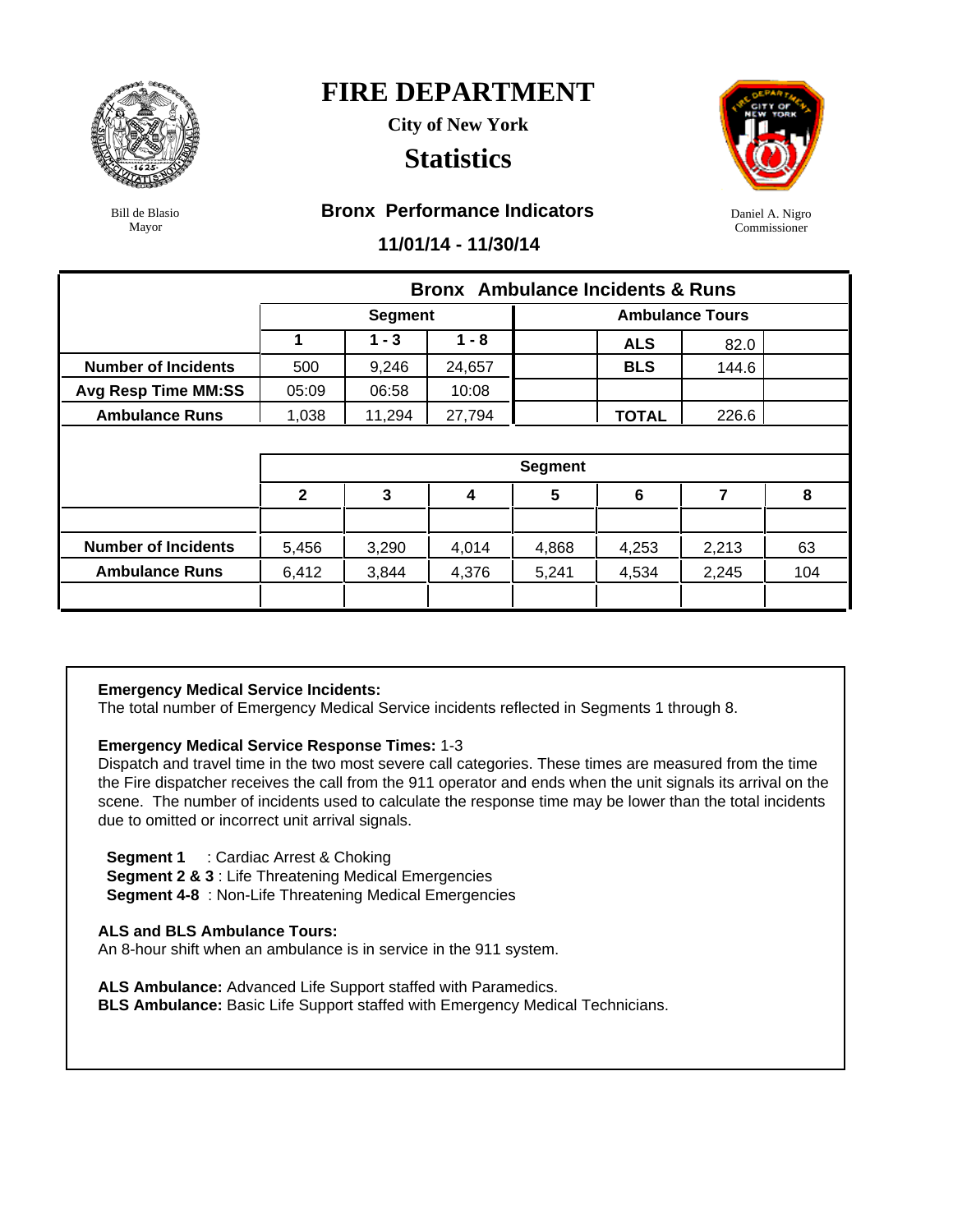# FIRE DEPARTMENT

**City of New York**

## Statistics

Bill de Blasio
Mayor

Daniel A. Nigro
Commissioner

### Bronx Performance Indicators

**11/01/14 - 11/30/14**

| | Bronx Ambulance Incidents & Runs | | | | | |
|---|---|---|---|---|---|---|
| | Segment | | | Ambulance Tours | | |
| | 1 | 1 - 3 | 1 - 8 | | ALS | 82.0 |
| **Number of Incidents** | 500 | 9,246 | 24,657 | | BLS | 144.6 |
| **Avg Resp Time MM:SS** | 05:09 | 06:58 | 10:08 | | | |
| **Ambulance Runs** | 1,038 | 11,294 | 27,794 | | TOTAL | 226.6 |

| | Segment | | | | | | |
|---|---|---|---|---|---|---|---|
| | 2 | 3 | 4 | 5 | 6 | 7 | 8 |
| **Number of Incidents** | 5,456 | 3,290 | 4,014 | 4,868 | 4,253 | 2,213 | 63 |
| **Ambulance Runs** | 6,412 | 3,844 | 4,376 | 5,241 | 4,534 | 2,245 | 104 |

**Emergency Medical Service Incidents:**
The total number of Emergency Medical Service incidents reflected in Segments 1 through 8.

**Emergency Medical Service Response Times:** 1-3
Dispatch and travel time in the two most severe call categories. These times are measured from the time the Fire dispatcher receives the call from the 911 operator and ends when the unit signals its arrival on the scene. The number of incidents used to calculate the response time may be lower than the total incidents due to omitted or incorrect unit arrival signals.

**Segment 1** : Cardiac Arrest & Choking
**Segment 2 & 3** : Life Threatening Medical Emergencies
**Segment 4-8** : Non-Life Threatening Medical Emergencies

**ALS and BLS Ambulance Tours:**
An 8-hour shift when an ambulance is in service in the 911 system.

**ALS Ambulance:** Advanced Life Support staffed with Paramedics.
**BLS Ambulance:** Basic Life Support staffed with Emergency Medical Technicians.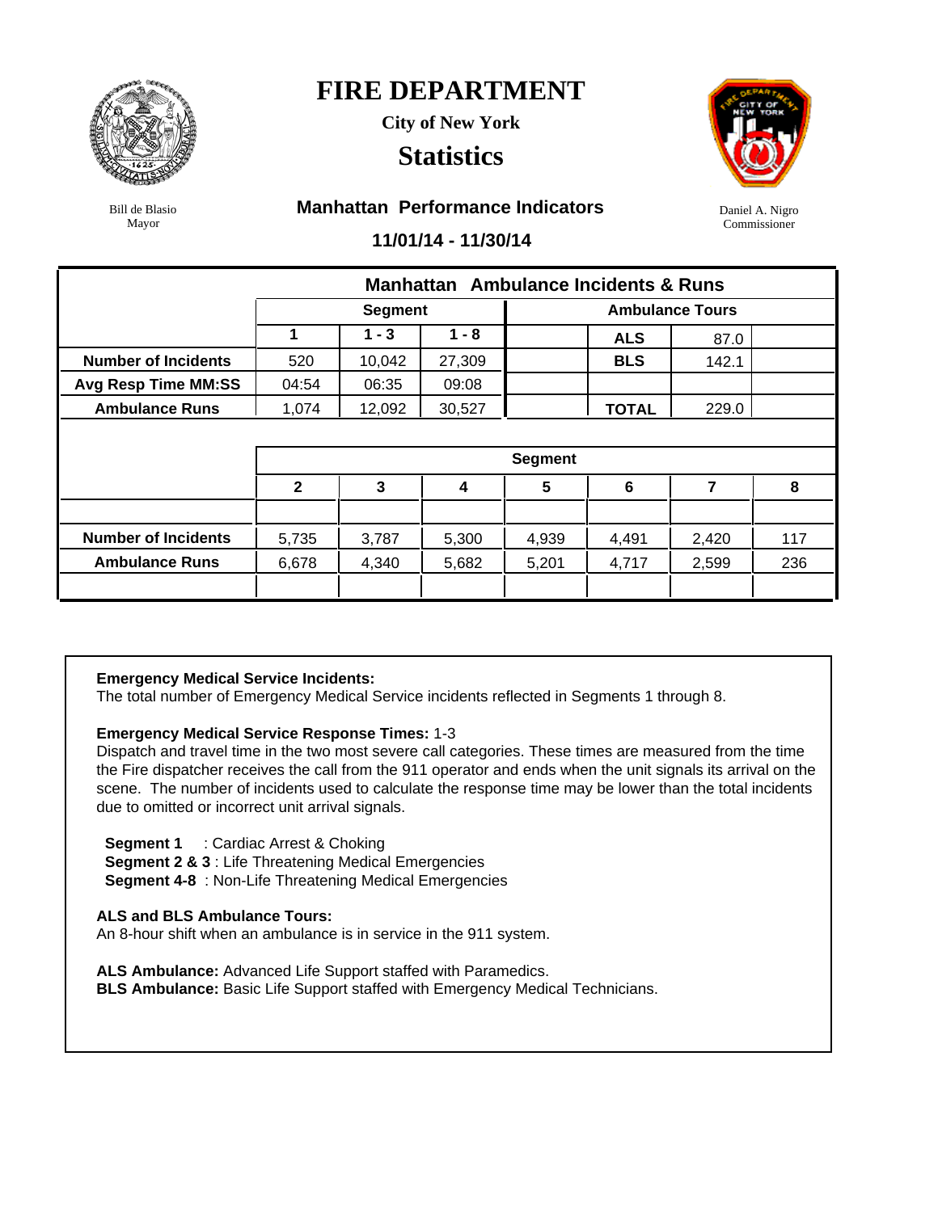# FIRE DEPARTMENT

**City of New York**

## Statistics

Bill de Blasio
Mayor

Daniel A. Nigro
Commissioner

### Manhattan Performance Indicators

**11/01/14 - 11/30/14**

**Manhattan Ambulance Incidents & Runs**

| | Segment | | | | Ambulance Tours | |
|---|---|---|---|---|---|---|
| | 1 | 1 - 3 | 1 - 8 | | ALS | 87.0 |
| **Number of Incidents** | 520 | 10,042 | 27,309 | | BLS | 142.1 |
| **Avg Resp Time MM:SS** | 04:54 | 06:35 | 09:08 | | | |
| **Ambulance Runs** | 1,074 | 12,092 | 30,527 | | TOTAL | 229.0 |

| | Segment | | | | | | |
|---|---|---|---|---|---|---|---|
| | 2 | 3 | 4 | 5 | 6 | 7 | 8 |
| **Number of Incidents** | 5,735 | 3,787 | 5,300 | 4,939 | 4,491 | 2,420 | 117 |
| **Ambulance Runs** | 6,678 | 4,340 | 5,682 | 5,201 | 4,717 | 2,599 | 236 |

**Emergency Medical Service Incidents:**
The total number of Emergency Medical Service incidents reflected in Segments 1 through 8.

**Emergency Medical Service Response Times:** 1-3
Dispatch and travel time in the two most severe call categories. These times are measured from the time the Fire dispatcher receives the call from the 911 operator and ends when the unit signals its arrival on the scene. The number of incidents used to calculate the response time may be lower than the total incidents due to omitted or incorrect unit arrival signals.

**Segment 1** : Cardiac Arrest & Choking
**Segment 2 & 3** : Life Threatening Medical Emergencies
**Segment 4-8** : Non-Life Threatening Medical Emergencies

**ALS and BLS Ambulance Tours:**
An 8-hour shift when an ambulance is in service in the 911 system.

**ALS Ambulance:** Advanced Life Support staffed with Paramedics.
**BLS Ambulance:** Basic Life Support staffed with Emergency Medical Technicians.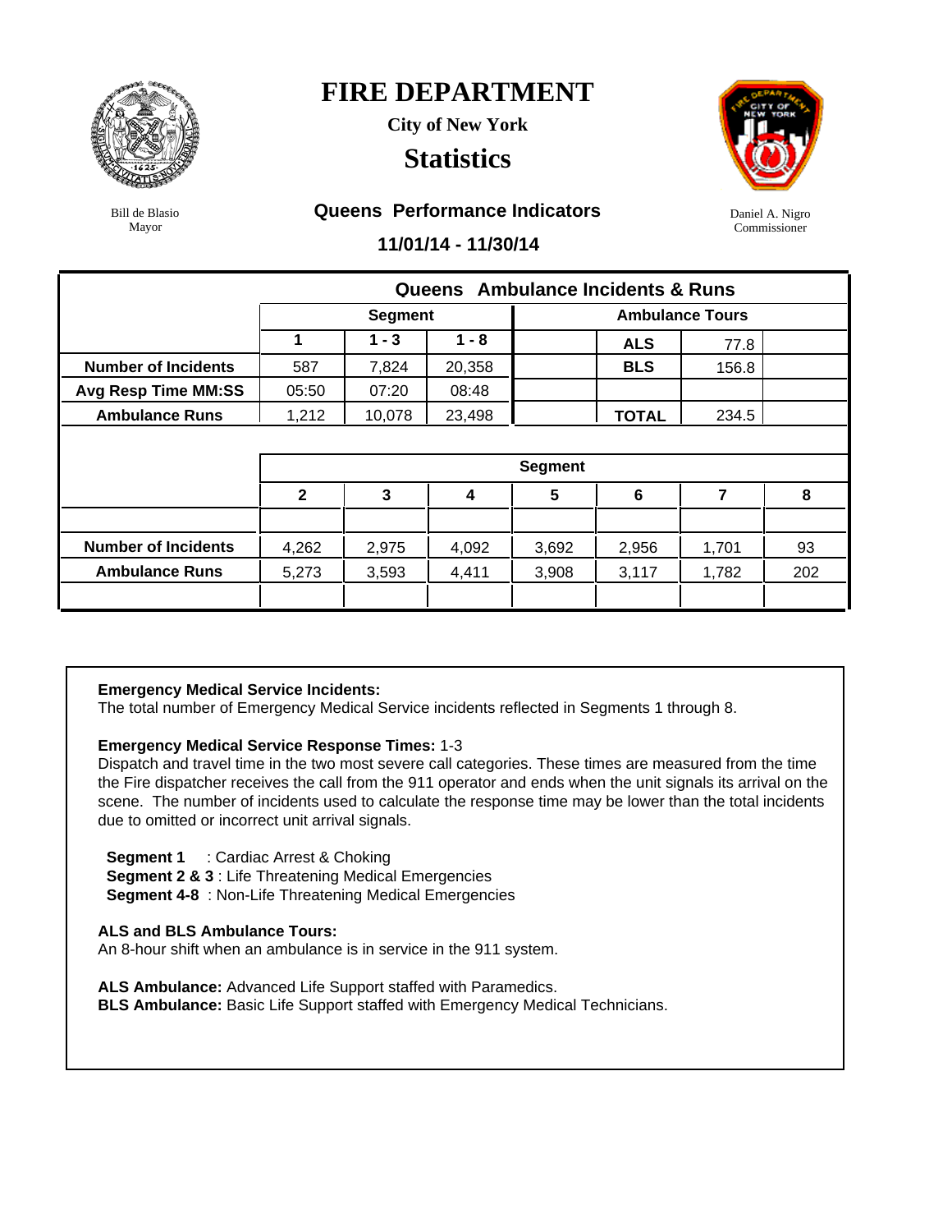# FIRE DEPARTMENT

**City of New York**

## Statistics

Bill de Blasio
Mayor

Daniel A. Nigro
Commissioner

### Queens Performance Indicators

**11/01/14 - 11/30/14**

| Queens Ambulance Incidents & Runs | | | | | | | |
|---|---|---|---|---|---|---|---|
| | Segment | | | Ambulance Tours | | | |
| | 1 | 1 - 3 | 1 - 8 | | ALS | 77.8 | |
| Number of Incidents | 587 | 7,824 | 20,358 | | BLS | 156.8 | |
| Avg Resp Time MM:SS | 05:50 | 07:20 | 08:48 | | | | |
| Ambulance Runs | 1,212 | 10,078 | 23,498 | | TOTAL | 234.5 | |

| | Segment | | | | | | |
|---|---|---|---|---|---|---|---|
| | 2 | 3 | 4 | 5 | 6 | 7 | 8 |
| Number of Incidents | 4,262 | 2,975 | 4,092 | 3,692 | 2,956 | 1,701 | 93 |
| Ambulance Runs | 5,273 | 3,593 | 4,411 | 3,908 | 3,117 | 1,782 | 202 |

**Emergency Medical Service Incidents:**
The total number of Emergency Medical Service incidents reflected in Segments 1 through 8.

**Emergency Medical Service Response Times:** 1-3
Dispatch and travel time in the two most severe call categories. These times are measured from the time the Fire dispatcher receives the call from the 911 operator and ends when the unit signals its arrival on the scene. The number of incidents used to calculate the response time may be lower than the total incidents due to omitted or incorrect unit arrival signals.

**Segment 1** : Cardiac Arrest & Choking
**Segment 2 & 3** : Life Threatening Medical Emergencies
**Segment 4-8** : Non-Life Threatening Medical Emergencies

**ALS and BLS Ambulance Tours:**
An 8-hour shift when an ambulance is in service in the 911 system.

**ALS Ambulance:** Advanced Life Support staffed with Paramedics.
**BLS Ambulance:** Basic Life Support staffed with Emergency Medical Technicians.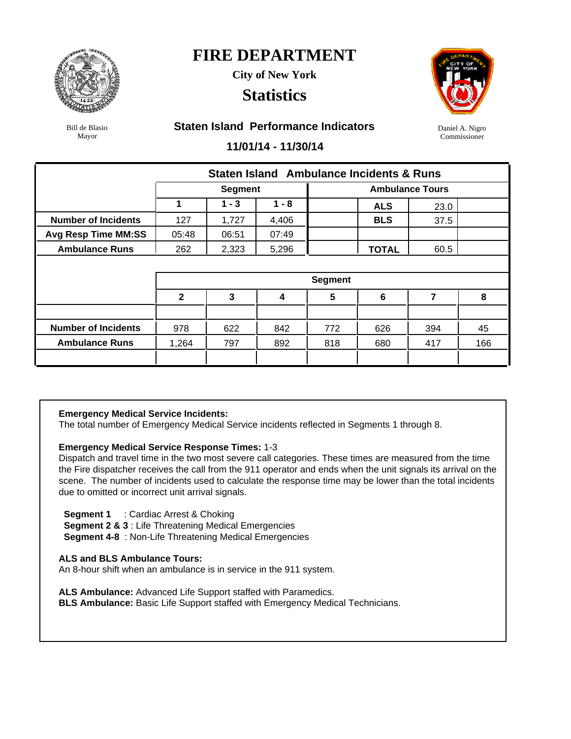# FIRE DEPARTMENT

**City of New York**

## Statistics

Bill de Blasio
Mayor

### Staten Island Performance Indicators

**11/01/14 - 11/30/14**

Daniel A. Nigro
Commissioner

**Staten Island Ambulance Incidents & Runs**

| | Segment | | | | Ambulance Tours | | |
|---|---|---|---|---|---|---|---|
| | 1 | 1 - 3 | 1 - 8 | | ALS | 23.0 | |
| Number of Incidents | 127 | 1,727 | 4,406 | | BLS | 37.5 | |
| Avg Resp Time MM:SS | 05:48 | 06:51 | 07:49 | | | | |
| Ambulance Runs | 262 | 2,323 | 5,296 | | TOTAL | 60.5 | |

| | Segment | | | | | | |
|---|---|---|---|---|---|---|---|
| | 2 | 3 | 4 | 5 | 6 | 7 | 8 |
| Number of Incidents | 978 | 622 | 842 | 772 | 626 | 394 | 45 |
| Ambulance Runs | 1,264 | 797 | 892 | 818 | 680 | 417 | 166 |

**Emergency Medical Service Incidents:**
The total number of Emergency Medical Service incidents reflected in Segments 1 through 8.

**Emergency Medical Service Response Times:** 1-3
Dispatch and travel time in the two most severe call categories. These times are measured from the time the Fire dispatcher receives the call from the 911 operator and ends when the unit signals its arrival on the scene. The number of incidents used to calculate the response time may be lower than the total incidents due to omitted or incorrect unit arrival signals.

**Segment 1** : Cardiac Arrest & Choking
**Segment 2 & 3** : Life Threatening Medical Emergencies
**Segment 4-8** : Non-Life Threatening Medical Emergencies

**ALS and BLS Ambulance Tours:**
An 8-hour shift when an ambulance is in service in the 911 system.

**ALS Ambulance:** Advanced Life Support staffed with Paramedics.
**BLS Ambulance:** Basic Life Support staffed with Emergency Medical Technicians.